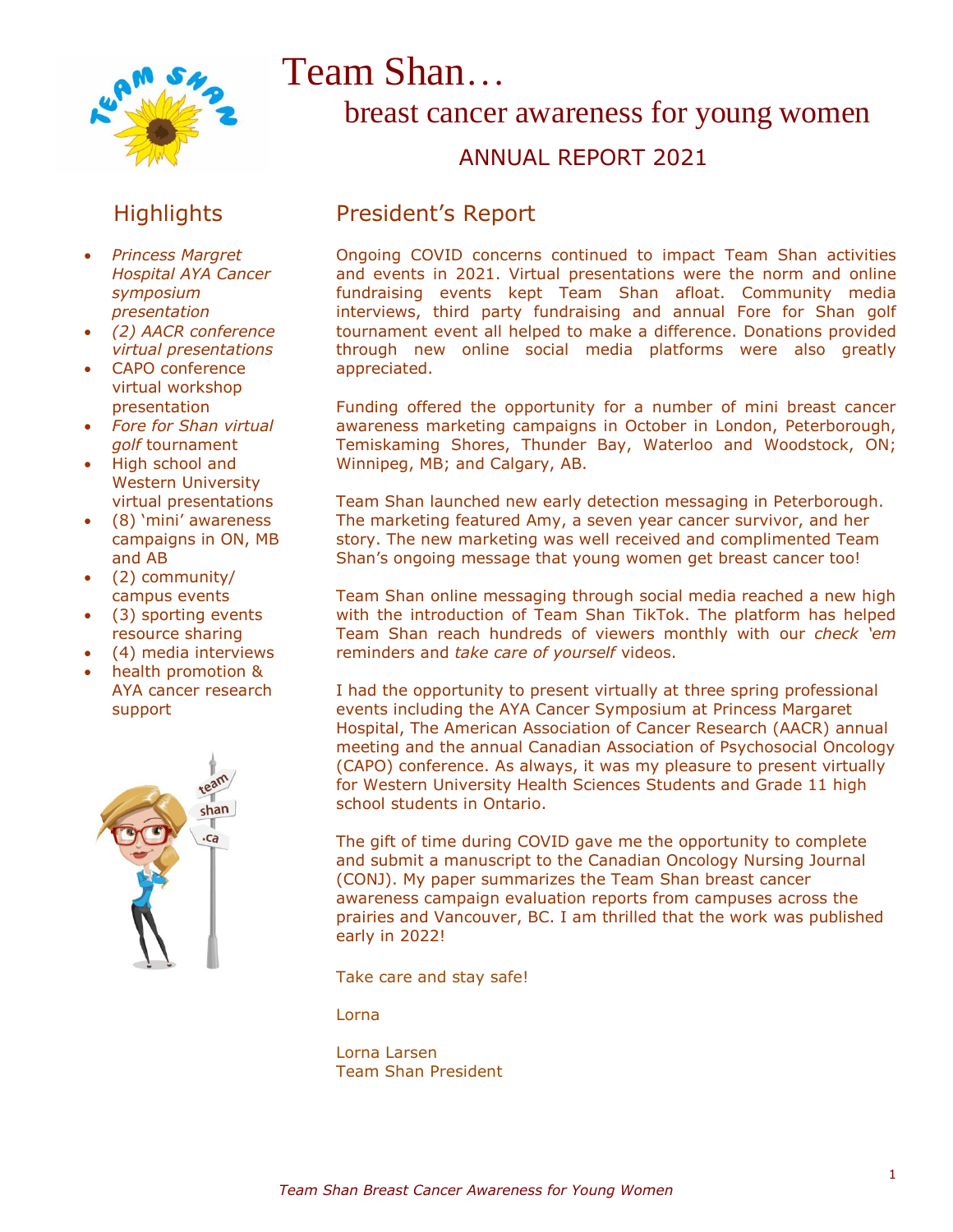# Team Shan…

## breast cancer awareness for young women

### ANNUAL REPORT 2021

## Highlights

- *Princess Margret Hospital AYA Cancer symposium presentation*
- *(2) AACR conference virtual presentations*
- CAPO conference virtual workshop presentation
- *Fore for Shan virtual golf* tournament
- High school and Western University virtual presentations
- (8) 'mini' awareness campaigns in ON, MB and AB
- (2) community/ campus events
- (3) sporting events resource sharing
- (4) media interviews
- health promotion & AYA cancer research support

## President's Report

Ongoing COVID concerns continued to impact Team Shan activities and events in 2021. Virtual presentations were the norm and online fundraising events kept Team Shan afloat. Community media interviews, third party fundraising and annual Fore for Shan golf tournament event all helped to make a difference. Donations provided through new online social media platforms were also greatly appreciated.

Funding offered the opportunity for a number of mini breast cancer awareness marketing campaigns in October in London, Peterborough, Temiskaming Shores, Thunder Bay, Waterloo and Woodstock, ON; Winnipeg, MB; and Calgary, AB.

Team Shan launched new early detection messaging in Peterborough. The marketing featured Amy, a seven year cancer survivor, and her story. The new marketing was well received and complimented Team Shan's ongoing message that young women get breast cancer too!

Team Shan online messaging through social media reached a new high with the introduction of Team Shan TikTok. The platform has helped Team Shan reach hundreds of viewers monthly with our *check 'em* reminders and *take care of yourself* videos.

I had the opportunity to present virtually at three spring professional events including the AYA Cancer Symposium at Princess Margaret Hospital, The American Association of Cancer Research (AACR) annual meeting and the annual Canadian Association of Psychosocial Oncology (CAPO) conference. As always, it was my pleasure to present virtually for Western University Health Sciences Students and Grade 11 high school students in Ontario.

The gift of time during COVID gave me the opportunity to complete and submit a manuscript to the Canadian Oncology Nursing Journal (CONJ). My paper summarizes the Team Shan breast cancer awareness campaign evaluation reports from campuses across the prairies and Vancouver, BC. I am thrilled that the work was published early in 2022!

Take care and stay safe!

Lorna

Lorna Larsen
Team Shan President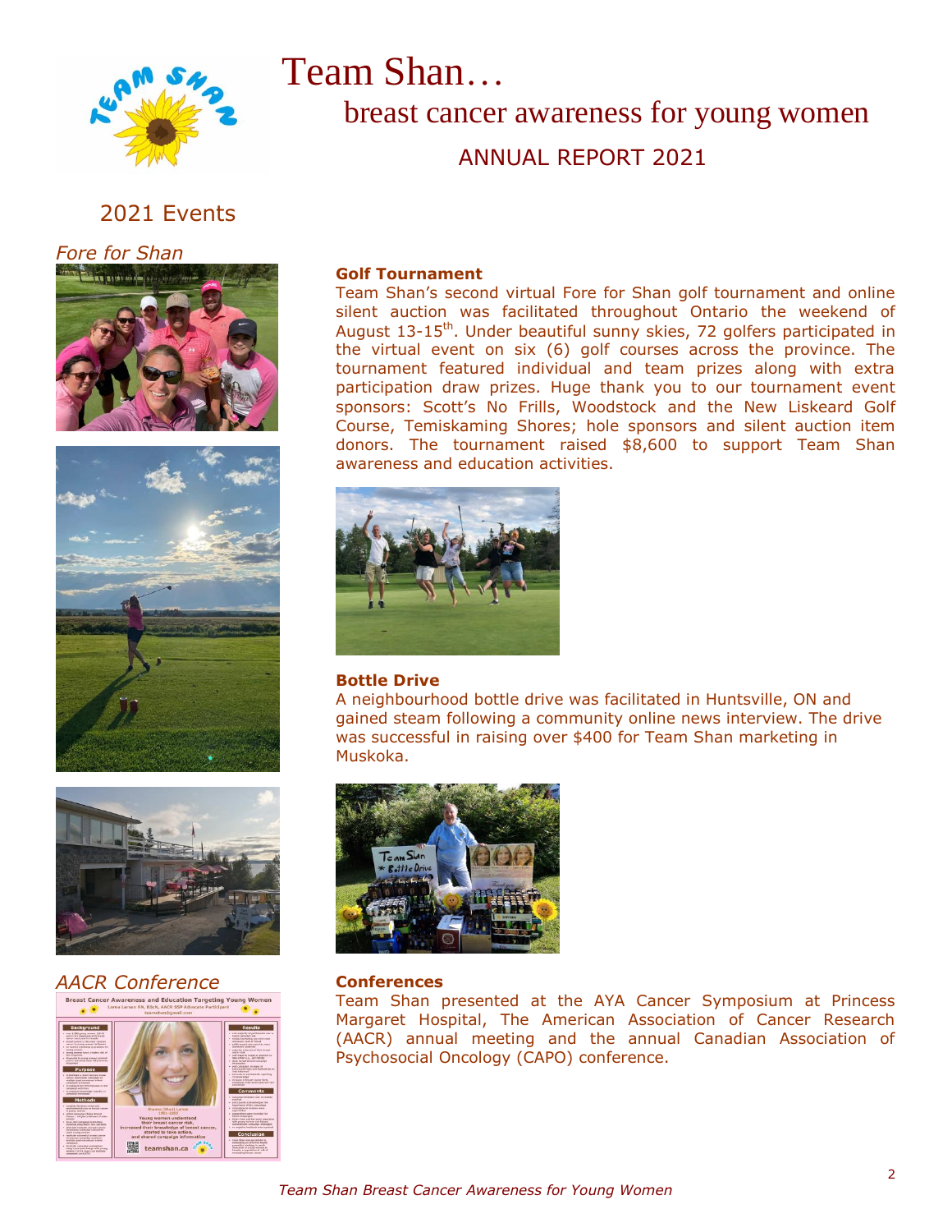# Team Shan…

## breast cancer awareness for young women

### ANNUAL REPORT 2021

## 2021 Events

*Fore for Shan*

*AACR Conference*

**Golf Tournament**

Team Shan's second virtual Fore for Shan golf tournament and online silent auction was facilitated throughout Ontario the weekend of August 13-15th. Under beautiful sunny skies, 72 golfers participated in the virtual event on six (6) golf courses across the province. The tournament featured individual and team prizes along with extra participation draw prizes. Huge thank you to our tournament event sponsors: Scott's No Frills, Woodstock and the New Liskeard Golf Course, Temiskaming Shores; hole sponsors and silent auction item donors. The tournament raised $8,600 to support Team Shan awareness and education activities.

**Bottle Drive**

A neighbourhood bottle drive was facilitated in Huntsville, ON and gained steam following a community online news interview. The drive was successful in raising over $400 for Team Shan marketing in Muskoka.

**Conferences**

Team Shan presented at the AYA Cancer Symposium at Princess Margaret Hospital, The American Association of Cancer Research (AACR) annual meeting and the annual Canadian Association of Psychosocial Oncology (CAPO) conference.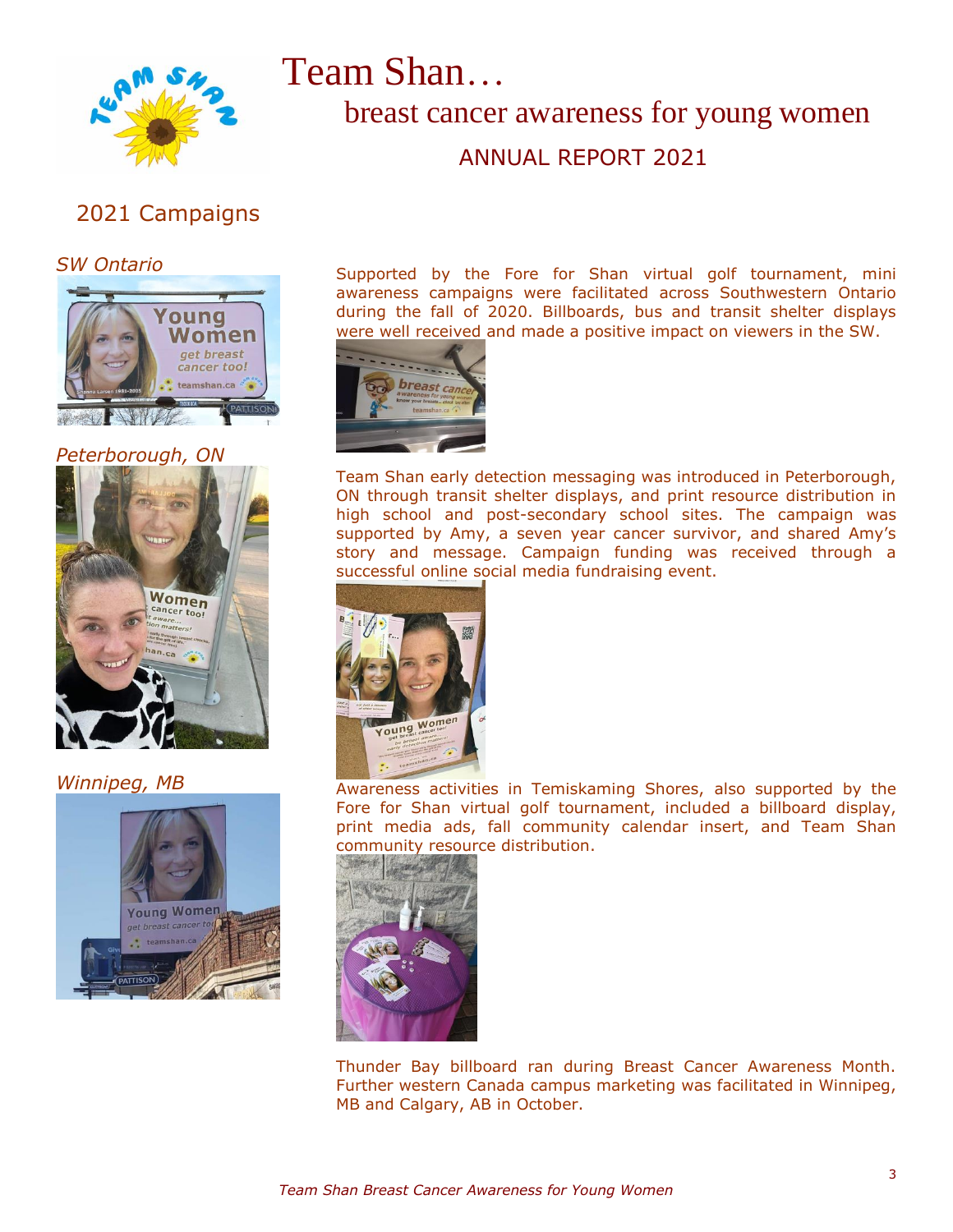# Team Shan…

## breast cancer awareness for young women

### ANNUAL REPORT 2021

## 2021 Campaigns

*SW Ontario*

Supported by the Fore for Shan virtual golf tournament, mini awareness campaigns were facilitated across Southwestern Ontario during the fall of 2020. Billboards, bus and transit shelter displays were well received and made a positive impact on viewers in the SW.

*Peterborough, ON*

Team Shan early detection messaging was introduced in Peterborough, ON through transit shelter displays, and print resource distribution in high school and post-secondary school sites. The campaign was supported by Amy, a seven year cancer survivor, and shared Amy's story and message. Campaign funding was received through a successful online social media fundraising event.

*Winnipeg, MB*

Awareness activities in Temiskaming Shores, also supported by the Fore for Shan virtual golf tournament, included a billboard display, print media ads, fall community calendar insert, and Team Shan community resource distribution.

Thunder Bay billboard ran during Breast Cancer Awareness Month. Further western Canada campus marketing was facilitated in Winnipeg, MB and Calgary, AB in October.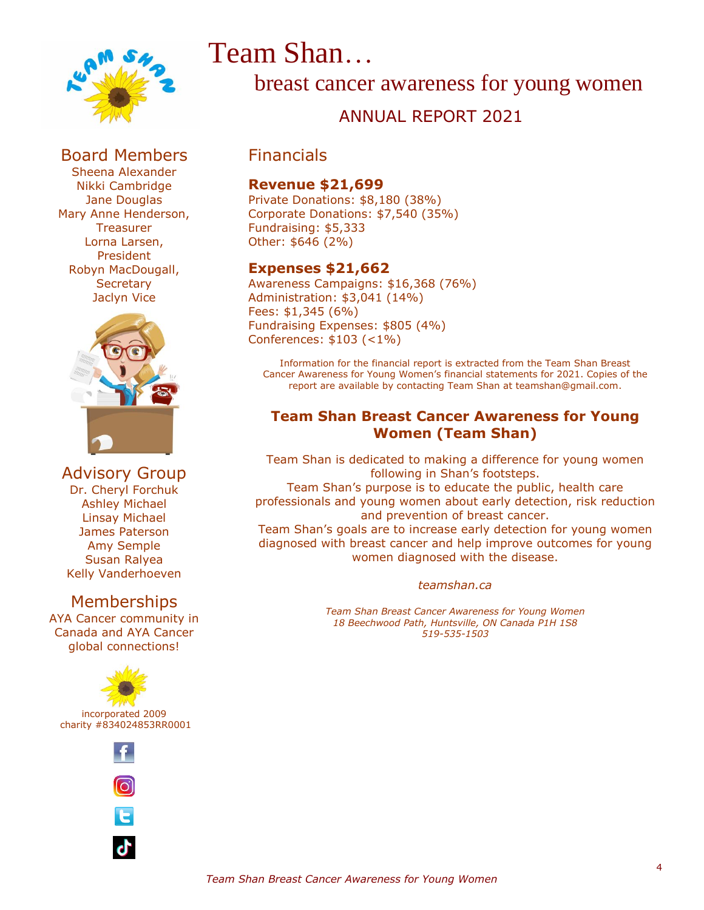# Team Shan…

## breast cancer awareness for young women

### ANNUAL REPORT 2021

## Board Members

Sheena Alexander
Nikki Cambridge
Jane Douglas
Mary Anne Henderson, Treasurer
Lorna Larsen, President
Robyn MacDougall, Secretary
Jaclyn Vice

## Advisory Group

Dr. Cheryl Forchuk
Ashley Michael
Linsay Michael
James Paterson
Amy Semple
Susan Ralyea
Kelly Vanderhoeven

## Memberships

AYA Cancer community in Canada and AYA Cancer global connections!

incorporated 2009
charity #834024853RR0001

## Financials

### Revenue $21,699

Private Donations: $8,180 (38%)
Corporate Donations: $7,540 (35%)
Fundraising: $5,333
Other: $646 (2%)

### Expenses $21,662

Awareness Campaigns: $16,368 (76%)
Administration: $3,041 (14%)
Fees: $1,345 (6%)
Fundraising Expenses: $805 (4%)
Conferences: $103 (<1%)

Information for the financial report is extracted from the Team Shan Breast Cancer Awareness for Young Women's financial statements for 2021. Copies of the report are available by contacting Team Shan at teamshan@gmail.com.

### Team Shan Breast Cancer Awareness for Young Women (Team Shan)

Team Shan is dedicated to making a difference for young women following in Shan's footsteps.
Team Shan's purpose is to educate the public, health care professionals and young women about early detection, risk reduction and prevention of breast cancer.
Team Shan's goals are to increase early detection for young women diagnosed with breast cancer and help improve outcomes for young women diagnosed with the disease.

*teamshan.ca*

*Team Shan Breast Cancer Awareness for Young Women*
*18 Beechwood Path, Huntsville, ON Canada P1H 1S8*
*519-535-1503*